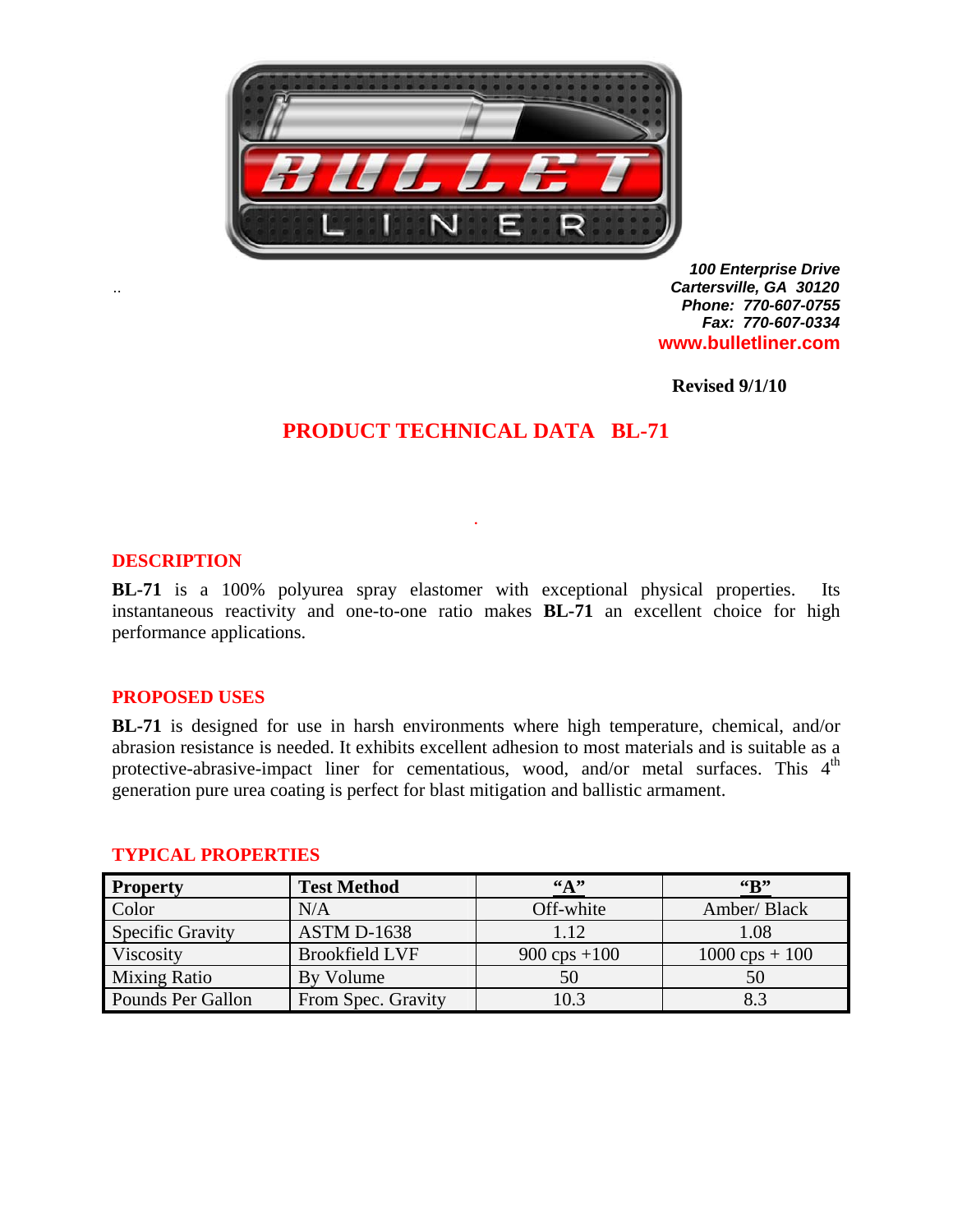*100 Enterprise Drive*
*Cartersville, GA 30120*
*Phone: 770-607-0755*
*Fax: 770-607-0334*
**www.bulletliner.com**

**Revised 9/1/10**

# PRODUCT TECHNICAL DATA BL-71

## DESCRIPTION

**BL-71** is a 100% polyurea spray elastomer with exceptional physical properties. Its instantaneous reactivity and one-to-one ratio makes **BL-71** an excellent choice for high performance applications.

## PROPOSED USES

**BL-71** is designed for use in harsh environments where high temperature, chemical, and/or abrasion resistance is needed. It exhibits excellent adhesion to most materials and is suitable as a protective-abrasive-impact liner for cementatious, wood, and/or metal surfaces. This 4th generation pure urea coating is perfect for blast mitigation and ballistic armament.

## TYPICAL PROPERTIES

| Property | Test Method | "A" | "B" |
|---|---|---|---|
| Color | N/A | Off-white | Amber/ Black |
| Specific Gravity | ASTM D-1638 | 1.12 | 1.08 |
| Viscosity | Brookfield LVF | 900 cps +100 | 1000 cps + 100 |
| Mixing Ratio | By Volume | 50 | 50 |
| Pounds Per Gallon | From Spec. Gravity | 10.3 | 8.3 |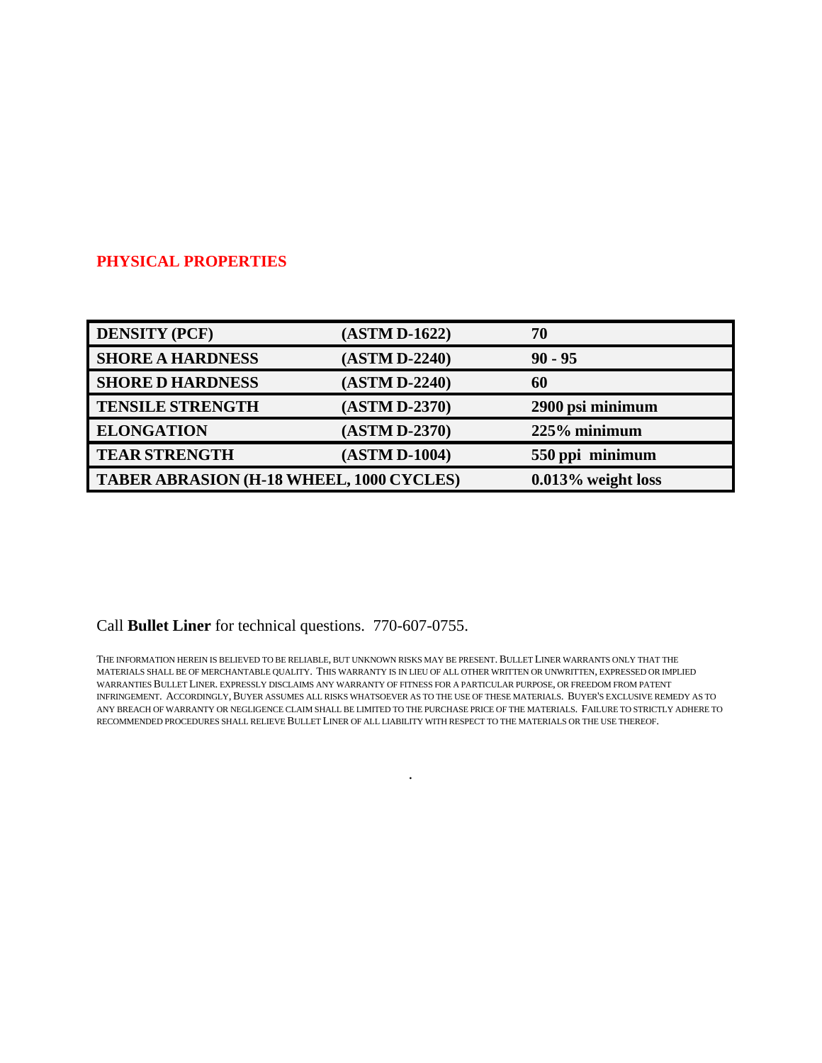## PHYSICAL PROPERTIES

| | | |
|---|---|---|
| **DENSITY (PCF)** | **(ASTM D-1622)** | **70** |
| **SHORE A HARDNESS** | **(ASTM D-2240)** | **90 - 95** |
| **SHORE D HARDNESS** | **(ASTM D-2240)** | **60** |
| **TENSILE STRENGTH** | **(ASTM D-2370)** | **2900 psi minimum** |
| **ELONGATION** | **(ASTM D-2370)** | **225% minimum** |
| **TEAR STRENGTH** | **(ASTM D-1004)** | **550 ppi minimum** |
| **TABER ABRASION (H-18 WHEEL, 1000 CYCLES)** | | **0.013% weight loss** |

Call **Bullet Liner** for technical questions. 770-607-0755.

THE INFORMATION HEREIN IS BELIEVED TO BE RELIABLE, BUT UNKNOWN RISKS MAY BE PRESENT. BULLET LINER WARRANTS ONLY THAT THE MATERIALS SHALL BE OF MERCHANTABLE QUALITY. THIS WARRANTY IS IN LIEU OF ALL OTHER WRITTEN OR UNWRITTEN, EXPRESSED OR IMPLIED WARRANTIES BULLET LINER. EXPRESSLY DISCLAIMS ANY WARRANTY OF FITNESS FOR A PARTICULAR PURPOSE, OR FREEDOM FROM PATENT INFRINGEMENT. ACCORDINGLY, BUYER ASSUMES ALL RISKS WHATSOEVER AS TO THE USE OF THESE MATERIALS. BUYER'S EXCLUSIVE REMEDY AS TO ANY BREACH OF WARRANTY OR NEGLIGENCE CLAIM SHALL BE LIMITED TO THE PURCHASE PRICE OF THE MATERIALS. FAILURE TO STRICTLY ADHERE TO RECOMMENDED PROCEDURES SHALL RELIEVE BULLET LINER OF ALL LIABILITY WITH RESPECT TO THE MATERIALS OR THE USE THEREOF.